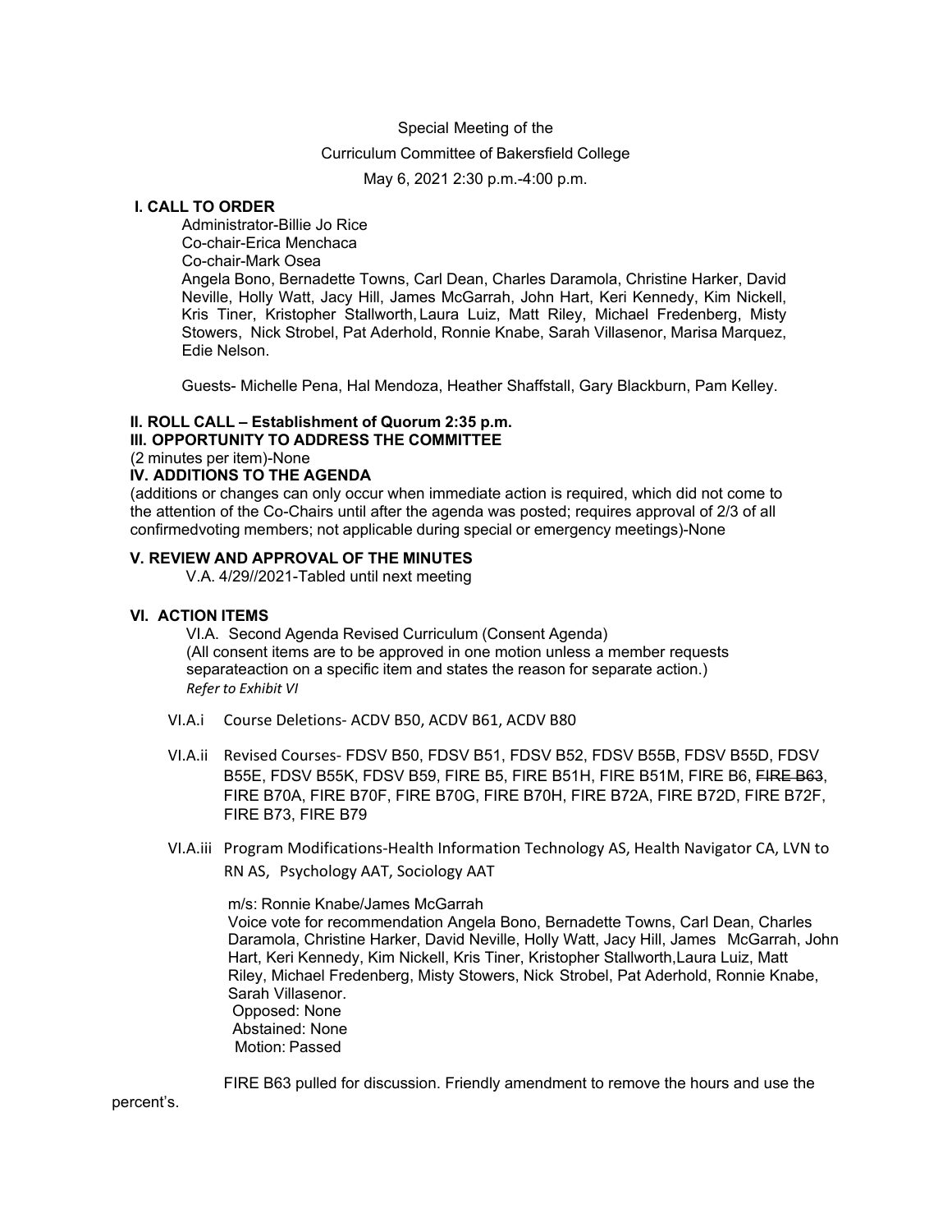Special Meeting of the

Curriculum Committee of Bakersfield College

May 6, 2021 2:30 p.m.-4:00 p.m.

## I. CALL TO ORDER

Administrator-Billie Jo Rice
Co-chair-Erica Menchaca
Co-chair-Mark Osea
Angela Bono, Bernadette Towns, Carl Dean, Charles Daramola, Christine Harker, David Neville, Holly Watt, Jacy Hill, James McGarrah, John Hart, Keri Kennedy, Kim Nickell, Kris Tiner, Kristopher Stallworth, Laura Luiz, Matt Riley, Michael Fredenberg, Misty Stowers, Nick Strobel, Pat Aderhold, Ronnie Knabe, Sarah Villasenor, Marisa Marquez, Edie Nelson.

Guests- Michelle Pena, Hal Mendoza, Heather Shaffstall, Gary Blackburn, Pam Kelley.

## II. ROLL CALL – Establishment of Quorum 2:35 p.m.

## III. OPPORTUNITY TO ADDRESS THE COMMITTEE

(2 minutes per item)-None

## IV. ADDITIONS TO THE AGENDA

(additions or changes can only occur when immediate action is required, which did not come to the attention of the Co-Chairs until after the agenda was posted; requires approval of 2/3 of all confirmedvoting members; not applicable during special or emergency meetings)-None

## V. REVIEW AND APPROVAL OF THE MINUTES

V.A. 4/29//2021-Tabled until next meeting

## VI. ACTION ITEMS

VI.A. Second Agenda Revised Curriculum (Consent Agenda)
(All consent items are to be approved in one motion unless a member requests separateaction on a specific item and states the reason for separate action.)
*Refer to Exhibit VI*

VI.A.i Course Deletions- ACDV B50, ACDV B61, ACDV B80

VI.A.ii Revised Courses- FDSV B50, FDSV B51, FDSV B52, FDSV B55B, FDSV B55D, FDSV B55E, FDSV B55K, FDSV B59, FIRE B5, FIRE B51H, FIRE B51M, FIRE B6, ~~FIRE B63~~, FIRE B70A, FIRE B70F, FIRE B70G, FIRE B70H, FIRE B72A, FIRE B72D, FIRE B72F, FIRE B73, FIRE B79

VI.A.iii Program Modifications-Health Information Technology AS, Health Navigator CA, LVN to RN AS, Psychology AAT, Sociology AAT

m/s: Ronnie Knabe/James McGarrah
Voice vote for recommendation Angela Bono, Bernadette Towns, Carl Dean, Charles Daramola, Christine Harker, David Neville, Holly Watt, Jacy Hill, James McGarrah, John Hart, Keri Kennedy, Kim Nickell, Kris Tiner, Kristopher Stallworth, Laura Luiz, Matt Riley, Michael Fredenberg, Misty Stowers, Nick Strobel, Pat Aderhold, Ronnie Knabe, Sarah Villasenor.
Opposed: None
Abstained: None
Motion: Passed

FIRE B63 pulled for discussion. Friendly amendment to remove the hours and use the percent's.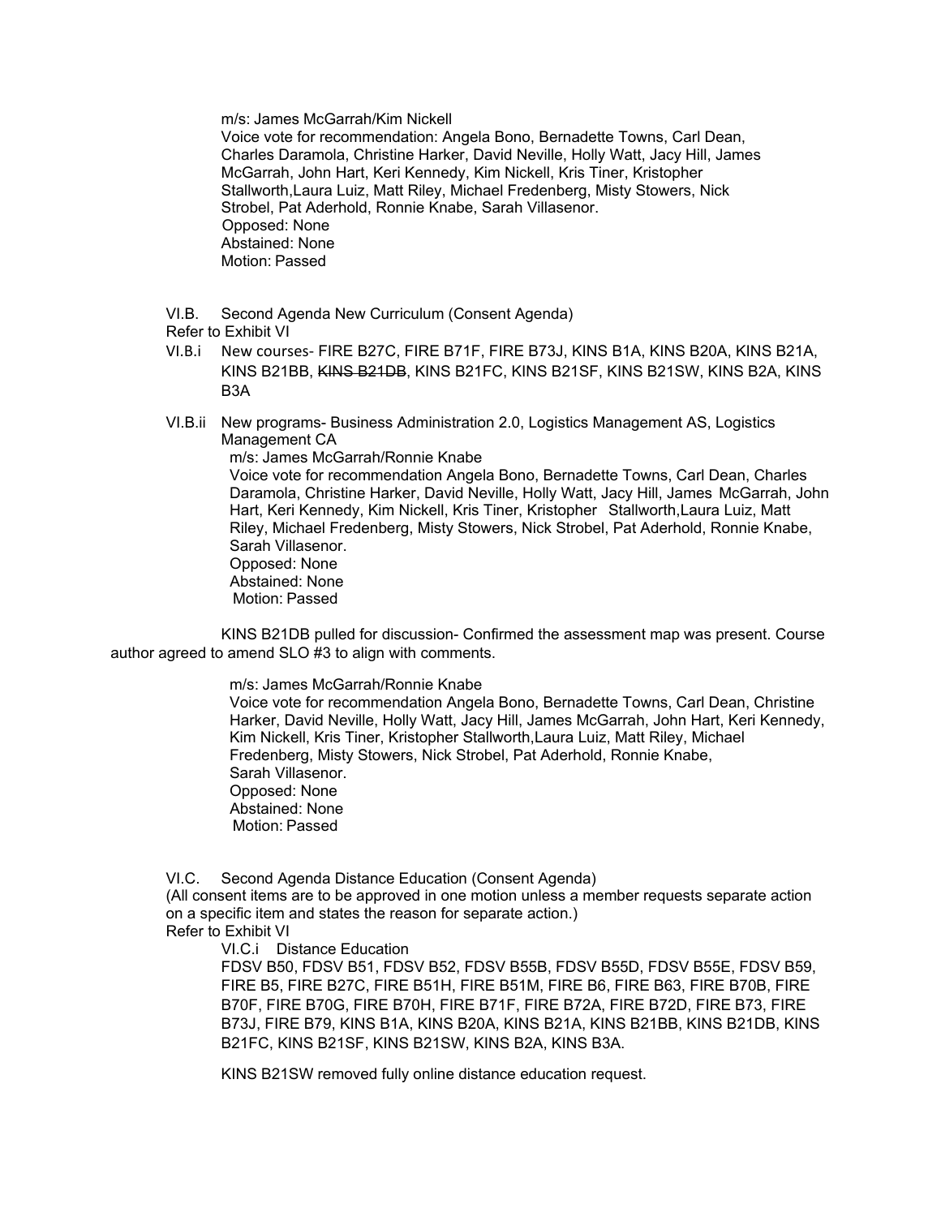m/s: James McGarrah/Kim Nickell
Voice vote for recommendation: Angela Bono, Bernadette Towns, Carl Dean, Charles Daramola, Christine Harker, David Neville, Holly Watt, Jacy Hill, James McGarrah, John Hart, Keri Kennedy, Kim Nickell, Kris Tiner, Kristopher Stallworth,Laura Luiz, Matt Riley, Michael Fredenberg, Misty Stowers, Nick Strobel, Pat Aderhold, Ronnie Knabe, Sarah Villasenor.
Opposed: None
Abstained: None
Motion: Passed

VI.B. Second Agenda New Curriculum (Consent Agenda)
Refer to Exhibit VI

VI.B.i New courses- FIRE B27C, FIRE B71F, FIRE B73J, KINS B1A, KINS B20A, KINS B21A, KINS B21BB, ~~KINS B21DB~~, KINS B21FC, KINS B21SF, KINS B21SW, KINS B2A, KINS B3A

VI.B.ii New programs- Business Administration 2.0, Logistics Management AS, Logistics Management CA
m/s: James McGarrah/Ronnie Knabe
Voice vote for recommendation Angela Bono, Bernadette Towns, Carl Dean, Charles Daramola, Christine Harker, David Neville, Holly Watt, Jacy Hill, James McGarrah, John Hart, Keri Kennedy, Kim Nickell, Kris Tiner, Kristopher Stallworth,Laura Luiz, Matt Riley, Michael Fredenberg, Misty Stowers, Nick Strobel, Pat Aderhold, Ronnie Knabe, Sarah Villasenor.
Opposed: None
Abstained: None
Motion: Passed

KINS B21DB pulled for discussion- Confirmed the assessment map was present. Course author agreed to amend SLO #3 to align with comments.

m/s: James McGarrah/Ronnie Knabe
Voice vote for recommendation Angela Bono, Bernadette Towns, Carl Dean, Christine Harker, David Neville, Holly Watt, Jacy Hill, James McGarrah, John Hart, Keri Kennedy, Kim Nickell, Kris Tiner, Kristopher Stallworth,Laura Luiz, Matt Riley, Michael Fredenberg, Misty Stowers, Nick Strobel, Pat Aderhold, Ronnie Knabe, Sarah Villasenor.
Opposed: None
Abstained: None
Motion: Passed

VI.C. Second Agenda Distance Education (Consent Agenda)
(All consent items are to be approved in one motion unless a member requests separate action on a specific item and states the reason for separate action.)
Refer to Exhibit VI

VI.C.i Distance Education
FDSV B50, FDSV B51, FDSV B52, FDSV B55B, FDSV B55D, FDSV B55E, FDSV B59, FIRE B5, FIRE B27C, FIRE B51H, FIRE B51M, FIRE B6, FIRE B63, FIRE B70B, FIRE B70F, FIRE B70G, FIRE B70H, FIRE B71F, FIRE B72A, FIRE B72D, FIRE B73, FIRE B73J, FIRE B79, KINS B1A, KINS B20A, KINS B21A, KINS B21BB, KINS B21DB, KINS B21FC, KINS B21SF, KINS B21SW, KINS B2A, KINS B3A.

KINS B21SW removed fully online distance education request.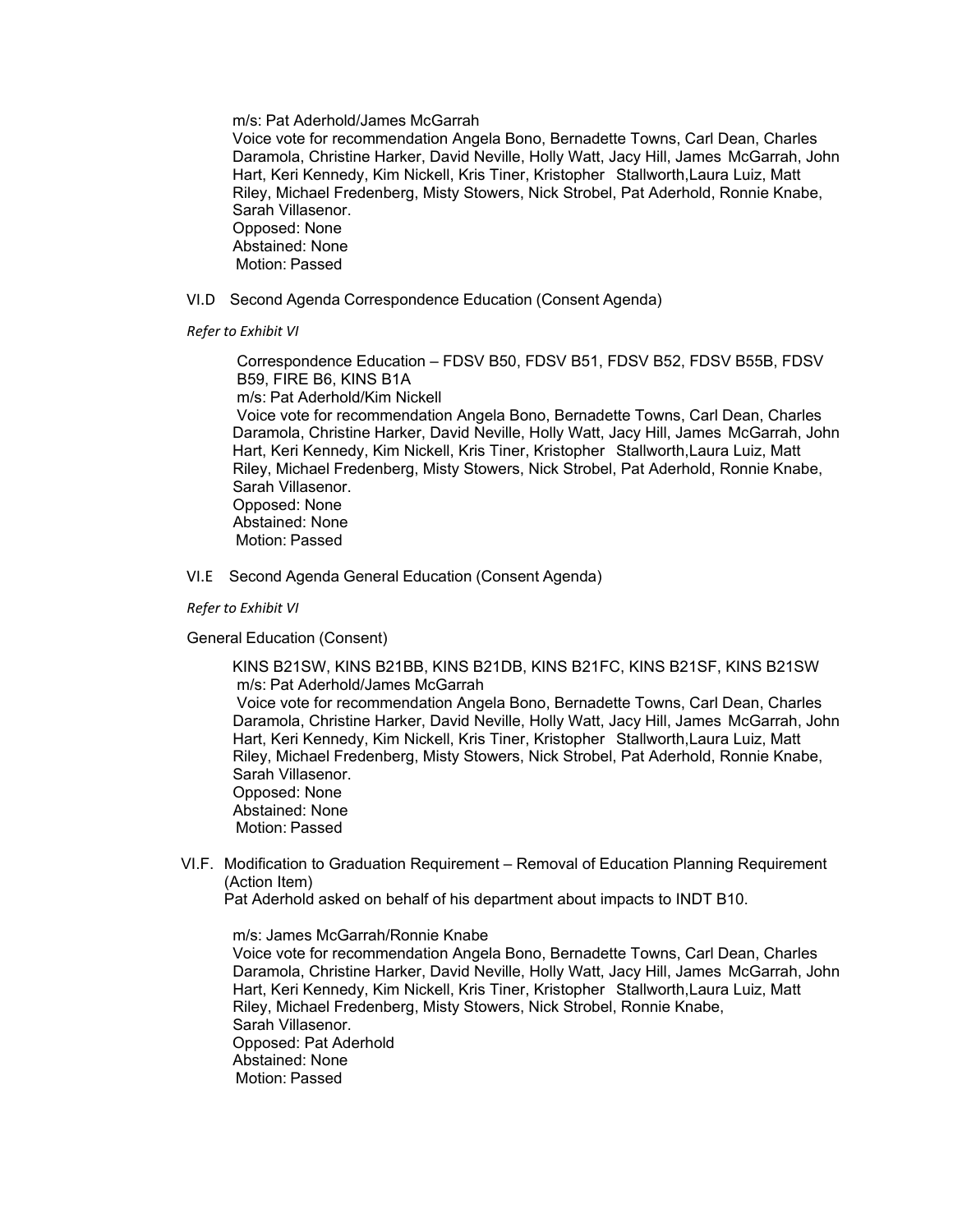m/s: Pat Aderhold/James McGarrah
Voice vote for recommendation Angela Bono, Bernadette Towns, Carl Dean, Charles Daramola, Christine Harker, David Neville, Holly Watt, Jacy Hill, James McGarrah, John Hart, Keri Kennedy, Kim Nickell, Kris Tiner, Kristopher Stallworth,Laura Luiz, Matt Riley, Michael Fredenberg, Misty Stowers, Nick Strobel, Pat Aderhold, Ronnie Knabe, Sarah Villasenor.
Opposed: None
Abstained: None
Motion: Passed

VI.D Second Agenda Correspondence Education (Consent Agenda)

*Refer to Exhibit VI*

Correspondence Education – FDSV B50, FDSV B51, FDSV B52, FDSV B55B, FDSV B59, FIRE B6, KINS B1A
m/s: Pat Aderhold/Kim Nickell
Voice vote for recommendation Angela Bono, Bernadette Towns, Carl Dean, Charles Daramola, Christine Harker, David Neville, Holly Watt, Jacy Hill, James McGarrah, John Hart, Keri Kennedy, Kim Nickell, Kris Tiner, Kristopher Stallworth,Laura Luiz, Matt Riley, Michael Fredenberg, Misty Stowers, Nick Strobel, Pat Aderhold, Ronnie Knabe, Sarah Villasenor.
Opposed: None
Abstained: None
Motion: Passed

VI.E Second Agenda General Education (Consent Agenda)

*Refer to Exhibit VI*

General Education (Consent)

KINS B21SW, KINS B21BB, KINS B21DB, KINS B21FC, KINS B21SF, KINS B21SW
m/s: Pat Aderhold/James McGarrah
Voice vote for recommendation Angela Bono, Bernadette Towns, Carl Dean, Charles Daramola, Christine Harker, David Neville, Holly Watt, Jacy Hill, James McGarrah, John Hart, Keri Kennedy, Kim Nickell, Kris Tiner, Kristopher Stallworth,Laura Luiz, Matt Riley, Michael Fredenberg, Misty Stowers, Nick Strobel, Pat Aderhold, Ronnie Knabe, Sarah Villasenor.
Opposed: None
Abstained: None
Motion: Passed

VI.F. Modification to Graduation Requirement – Removal of Education Planning Requirement (Action Item)
Pat Aderhold asked on behalf of his department about impacts to INDT B10.

m/s: James McGarrah/Ronnie Knabe
Voice vote for recommendation Angela Bono, Bernadette Towns, Carl Dean, Charles Daramola, Christine Harker, David Neville, Holly Watt, Jacy Hill, James McGarrah, John Hart, Keri Kennedy, Kim Nickell, Kris Tiner, Kristopher Stallworth,Laura Luiz, Matt Riley, Michael Fredenberg, Misty Stowers, Nick Strobel, Ronnie Knabe, Sarah Villasenor.
Opposed: Pat Aderhold
Abstained: None
Motion: Passed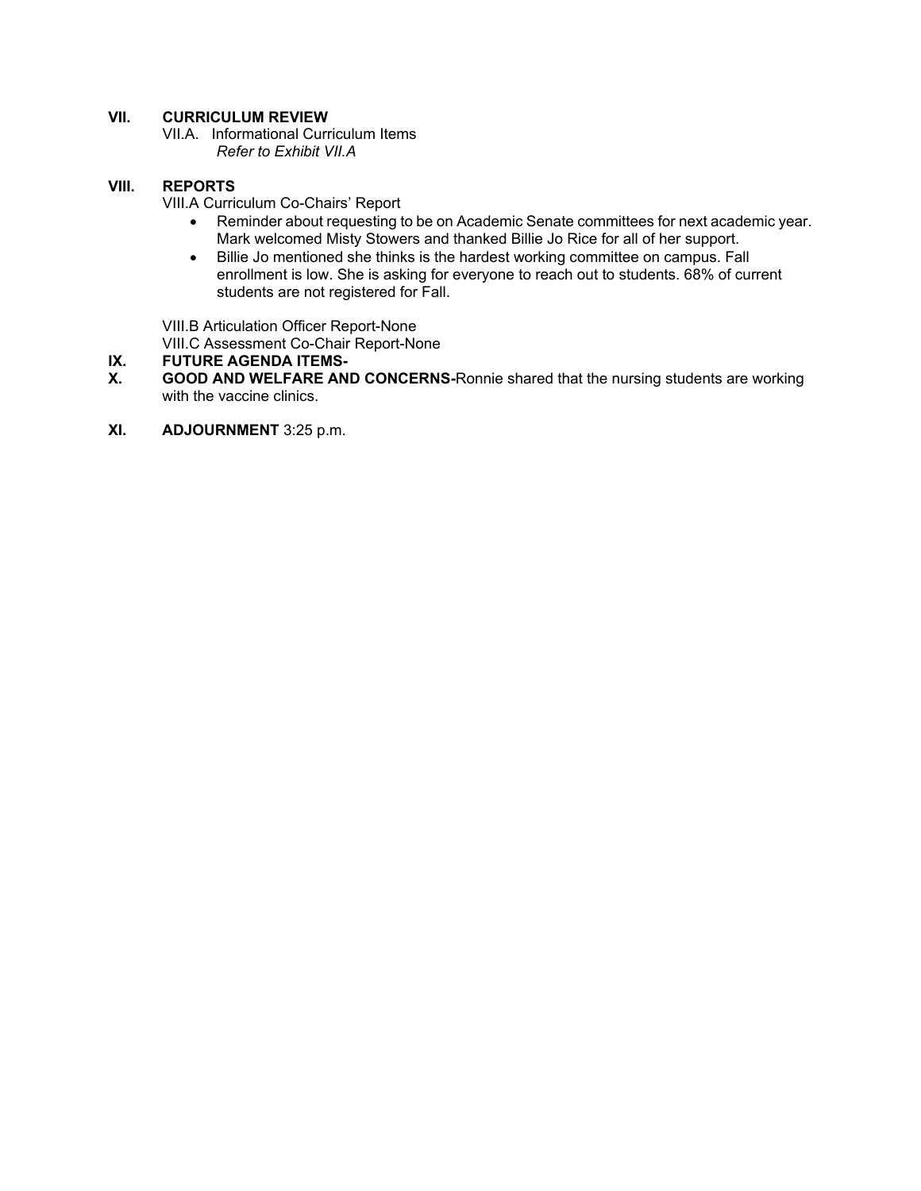**VII. CURRICULUM REVIEW**

VII.A. Informational Curriculum Items
*Refer to Exhibit VII.A*

**VIII. REPORTS**

VIII.A Curriculum Co-Chairs' Report

- Reminder about requesting to be on Academic Senate committees for next academic year. Mark welcomed Misty Stowers and thanked Billie Jo Rice for all of her support.
- Billie Jo mentioned she thinks is the hardest working committee on campus. Fall enrollment is low. She is asking for everyone to reach out to students. 68% of current students are not registered for Fall.

VIII.B Articulation Officer Report-None

VIII.C Assessment Co-Chair Report-None

**IX. FUTURE AGENDA ITEMS-**

**X. GOOD AND WELFARE AND CONCERNS-**Ronnie shared that the nursing students are working with the vaccine clinics.

**XI. ADJOURNMENT** 3:25 p.m.